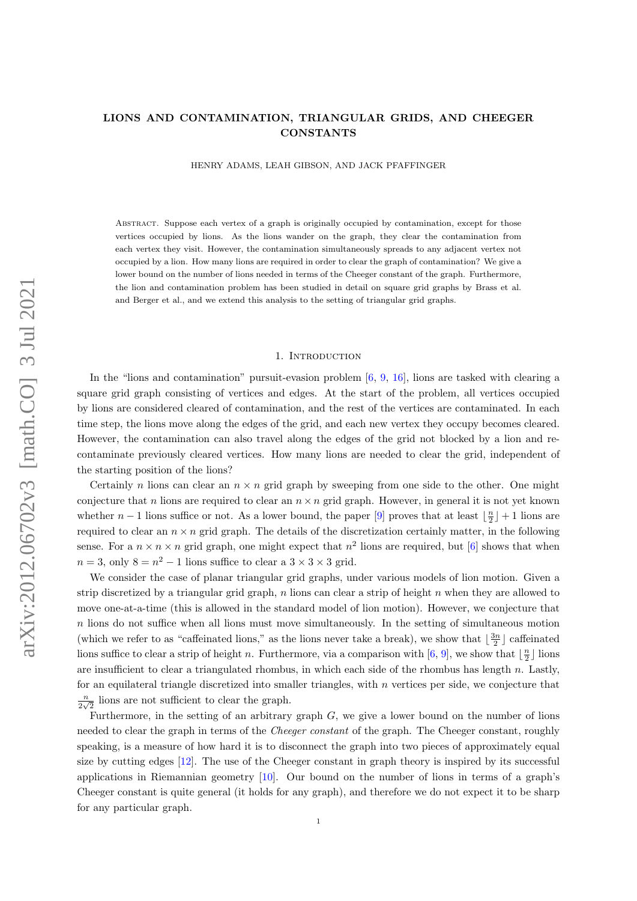# LIONS AND CONTAMINATION, TRIANGULAR GRIDS, AND CHEEGER CONSTANTS

HENRY ADAMS, LEAH GIBSON, AND JACK PFAFFINGER

Abstract. Suppose each vertex of a graph is originally occupied by contamination, except for those vertices occupied by lions. As the lions wander on the graph, they clear the contamination from each vertex they visit. However, the contamination simultaneously spreads to any adjacent vertex not occupied by a lion. How many lions are required in order to clear the graph of contamination? We give a lower bound on the number of lions needed in terms of the Cheeger constant of the graph. Furthermore, the lion and contamination problem has been studied in detail on square grid graphs by Brass et al. and Berger et al., and we extend this analysis to the setting of triangular grid graphs.

## 1. Introduction

In the "lions and contamination" pursuit-evasion problem [6, 9, 16], lions are tasked with clearing a square grid graph consisting of vertices and edges. At the start of the problem, all vertices occupied by lions are considered cleared of contamination, and the rest of the vertices are contaminated. In each time step, the lions move along the edges of the grid, and each new vertex they occupy becomes cleared. However, the contamination can also travel along the edges of the grid not blocked by a lion and re-contaminate previously cleared vertices. How many lions are needed to clear the grid, independent of the starting position of the lions?

Certainly $n$ lions can clear an $n \times n$ grid graph by sweeping from one side to the other. One might conjecture that $n$ lions are required to clear an $n \times n$ grid graph. However, in general it is not yet known whether $n-1$ lions suffice or not. As a lower bound, the paper [9] proves that at least $\lfloor \frac{n}{2} \rfloor + 1$ lions are required to clear an $n \times n$ grid graph. The details of the discretization certainly matter, in the following sense. For a $n \times n \times n$ grid graph, one might expect that $n^2$ lions are required, but [6] shows that when $n = 3$, only $8 = n^2 - 1$ lions suffice to clear a $3 \times 3 \times 3$ grid.

We consider the case of planar triangular grid graphs, under various models of lion motion. Given a strip discretized by a triangular grid graph, $n$ lions can clear a strip of height $n$ when they are allowed to move one-at-a-time (this is allowed in the standard model of lion motion). However, we conjecture that $n$ lions do not suffice when all lions must move simultaneously. In the setting of simultaneous motion (which we refer to as "caffeinated lions," as the lions never take a break), we show that $\lfloor \frac{3n}{2} \rfloor$ caffeinated lions suffice to clear a strip of height $n$. Furthermore, via a comparison with [6, 9], we show that $\lfloor \frac{n}{2} \rfloor$ lions are insufficient to clear a triangulated rhombus, in which each side of the rhombus has length $n$. Lastly, for an equilateral triangle discretized into smaller triangles, with $n$ vertices per side, we conjecture that $\frac{n}{2\sqrt{2}}$ lions are not sufficient to clear the graph.

Furthermore, in the setting of an arbitrary graph $G$, we give a lower bound on the number of lions needed to clear the graph in terms of the *Cheeger constant* of the graph. The Cheeger constant, roughly speaking, is a measure of how hard it is to disconnect the graph into two pieces of approximately equal size by cutting edges [12]. The use of the Cheeger constant in graph theory is inspired by its successful applications in Riemannian geometry [10]. Our bound on the number of lions in terms of a graph's Cheeger constant is quite general (it holds for any graph), and therefore we do not expect it to be sharp for any particular graph.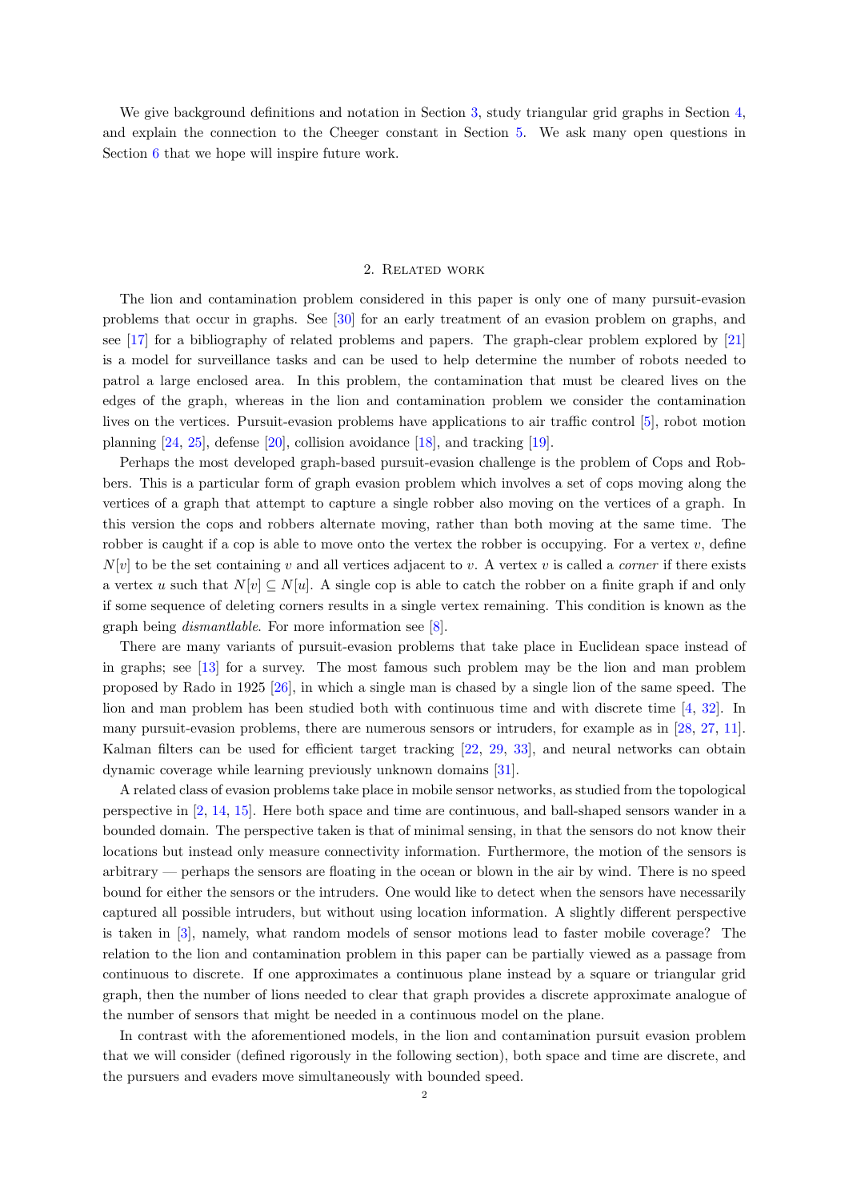We give background definitions and notation in Section 3, study triangular grid graphs in Section 4, and explain the connection to the Cheeger constant in Section 5. We ask many open questions in Section 6 that we hope will inspire future work.

## 2. Related work

The lion and contamination problem considered in this paper is only one of many pursuit-evasion problems that occur in graphs. See [30] for an early treatment of an evasion problem on graphs, and see [17] for a bibliography of related problems and papers. The graph-clear problem explored by [21] is a model for surveillance tasks and can be used to help determine the number of robots needed to patrol a large enclosed area. In this problem, the contamination that must be cleared lives on the edges of the graph, whereas in the lion and contamination problem we consider the contamination lives on the vertices. Pursuit-evasion problems have applications to air traffic control [5], robot motion planning [24, 25], defense [20], collision avoidance [18], and tracking [19].

Perhaps the most developed graph-based pursuit-evasion challenge is the problem of Cops and Robbers. This is a particular form of graph evasion problem which involves a set of cops moving along the vertices of a graph that attempt to capture a single robber also moving on the vertices of a graph. In this version the cops and robbers alternate moving, rather than both moving at the same time. The robber is caught if a cop is able to move onto the vertex the robber is occupying. For a vertex $v$, define $N[v]$ to be the set containing $v$ and all vertices adjacent to $v$. A vertex $v$ is called a *corner* if there exists a vertex $u$ such that $N[v] \subseteq N[u]$. A single cop is able to catch the robber on a finite graph if and only if some sequence of deleting corners results in a single vertex remaining. This condition is known as the graph being *dismantlable*. For more information see [8].

There are many variants of pursuit-evasion problems that take place in Euclidean space instead of in graphs; see [13] for a survey. The most famous such problem may be the lion and man problem proposed by Rado in 1925 [26], in which a single man is chased by a single lion of the same speed. The lion and man problem has been studied both with continuous time and with discrete time [4, 32]. In many pursuit-evasion problems, there are numerous sensors or intruders, for example as in [28, 27, 11]. Kalman filters can be used for efficient target tracking [22, 29, 33], and neural networks can obtain dynamic coverage while learning previously unknown domains [31].

A related class of evasion problems take place in mobile sensor networks, as studied from the topological perspective in [2, 14, 15]. Here both space and time are continuous, and ball-shaped sensors wander in a bounded domain. The perspective taken is that of minimal sensing, in that the sensors do not know their locations but instead only measure connectivity information. Furthermore, the motion of the sensors is arbitrary — perhaps the sensors are floating in the ocean or blown in the air by wind. There is no speed bound for either the sensors or the intruders. One would like to detect when the sensors have necessarily captured all possible intruders, but without using location information. A slightly different perspective is taken in [3], namely, what random models of sensor motions lead to faster mobile coverage? The relation to the lion and contamination problem in this paper can be partially viewed as a passage from continuous to discrete. If one approximates a continuous plane instead by a square or triangular grid graph, then the number of lions needed to clear that graph provides a discrete approximate analogue of the number of sensors that might be needed in a continuous model on the plane.

In contrast with the aforementioned models, in the lion and contamination pursuit evasion problem that we will consider (defined rigorously in the following section), both space and time are discrete, and the pursuers and evaders move simultaneously with bounded speed.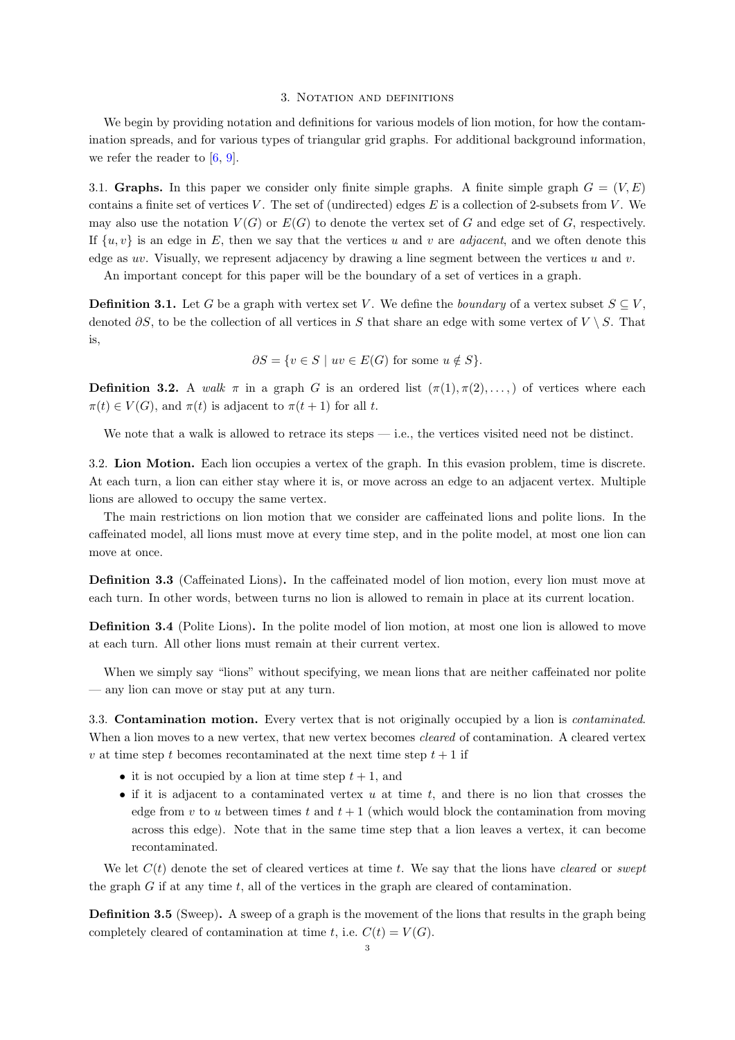## 3. Notation and definitions

We begin by providing notation and definitions for various models of lion motion, for how the contamination spreads, and for various types of triangular grid graphs. For additional background information, we refer the reader to [6, 9].

3.1. **Graphs.** In this paper we consider only finite simple graphs. A finite simple graph $G = (V, E)$ contains a finite set of vertices $V$. The set of (undirected) edges $E$ is a collection of 2-subsets from $V$. We may also use the notation $V(G)$ or $E(G)$ to denote the vertex set of $G$ and edge set of $G$, respectively. If $\{u, v\}$ is an edge in $E$, then we say that the vertices $u$ and $v$ are *adjacent*, and we often denote this edge as $uv$. Visually, we represent adjacency by drawing a line segment between the vertices $u$ and $v$.

An important concept for this paper will be the boundary of a set of vertices in a graph.

**Definition 3.1.** Let $G$ be a graph with vertex set $V$. We define the *boundary* of a vertex subset $S \subseteq V$, denoted $\partial S$, to be the collection of all vertices in $S$ that share an edge with some vertex of $V \setminus S$. That is,

$$\partial S = \{v \in S \mid uv \in E(G) \text{ for some } u \notin S\}.$$

**Definition 3.2.** A *walk* $\pi$ in a graph $G$ is an ordered list $(\pi(1), \pi(2), \ldots,)$ of vertices where each $\pi(t) \in V(G)$, and $\pi(t)$ is adjacent to $\pi(t+1)$ for all $t$.

We note that a walk is allowed to retrace its steps — i.e., the vertices visited need not be distinct.

3.2. **Lion Motion.** Each lion occupies a vertex of the graph. In this evasion problem, time is discrete. At each turn, a lion can either stay where it is, or move across an edge to an adjacent vertex. Multiple lions are allowed to occupy the same vertex.

The main restrictions on lion motion that we consider are caffeinated lions and polite lions. In the caffeinated model, all lions must move at every time step, and in the polite model, at most one lion can move at once.

**Definition 3.3** (Caffeinated Lions)**.** In the caffeinated model of lion motion, every lion must move at each turn. In other words, between turns no lion is allowed to remain in place at its current location.

**Definition 3.4** (Polite Lions)**.** In the polite model of lion motion, at most one lion is allowed to move at each turn. All other lions must remain at their current vertex.

When we simply say "lions" without specifying, we mean lions that are neither caffeinated nor polite — any lion can move or stay put at any turn.

3.3. **Contamination motion.** Every vertex that is not originally occupied by a lion is *contaminated*. When a lion moves to a new vertex, that new vertex becomes *cleared* of contamination. A cleared vertex $v$ at time step $t$ becomes recontaminated at the next time step $t + 1$ if

- it is not occupied by a lion at time step $t + 1$, and
- if it is adjacent to a contaminated vertex $u$ at time $t$, and there is no lion that crosses the edge from $v$ to $u$ between times $t$ and $t + 1$ (which would block the contamination from moving across this edge). Note that in the same time step that a lion leaves a vertex, it can become recontaminated.

We let $C(t)$ denote the set of cleared vertices at time $t$. We say that the lions have *cleared* or *swept* the graph $G$ if at any time $t$, all of the vertices in the graph are cleared of contamination.

**Definition 3.5** (Sweep)**.** A sweep of a graph is the movement of the lions that results in the graph being completely cleared of contamination at time $t$, i.e. $C(t) = V(G)$.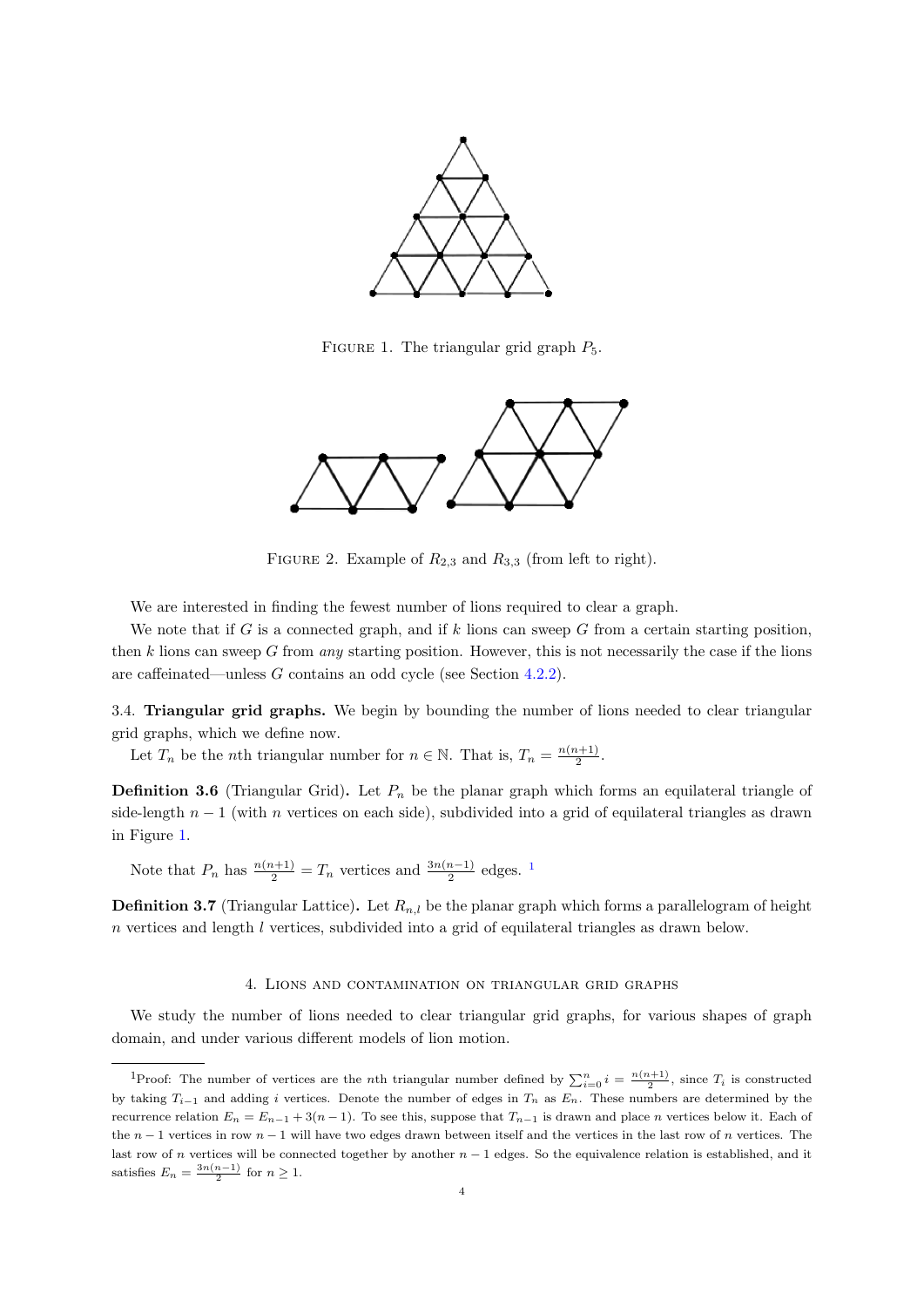FIGURE 1. The triangular grid graph $P_5$.

FIGURE 2. Example of $R_{2,3}$ and $R_{3,3}$ (from left to right).

We are interested in finding the fewest number of lions required to clear a graph.

We note that if $G$ is a connected graph, and if $k$ lions can sweep $G$ from a certain starting position, then $k$ lions can sweep $G$ from *any* starting position. However, this is not necessarily the case if the lions are caffeinated—unless $G$ contains an odd cycle (see Section 4.2.2).

3.4. **Triangular grid graphs.** We begin by bounding the number of lions needed to clear triangular grid graphs, which we define now.

Let $T_n$ be the $n$th triangular number for $n \in \mathbb{N}$. That is, $T_n = \frac{n(n+1)}{2}$.

**Definition 3.6** (Triangular Grid)**.** Let $P_n$ be the planar graph which forms an equilateral triangle of side-length $n-1$ (with $n$ vertices on each side), subdivided into a grid of equilateral triangles as drawn in Figure 1.

Note that $P_n$ has $\frac{n(n+1)}{2} = T_n$ vertices and $\frac{3n(n-1)}{2}$ edges. [1]

**Definition 3.7** (Triangular Lattice)**.** Let $R_{n,l}$ be the planar graph which forms a parallelogram of height $n$ vertices and length $l$ vertices, subdivided into a grid of equilateral triangles as drawn below.

## 4. Lions and contamination on triangular grid graphs

We study the number of lions needed to clear triangular grid graphs, for various shapes of graph domain, and under various different models of lion motion.

---

[1] Proof: The number of vertices are the $n$th triangular number defined by $\sum_{i=0}^{n} i = \frac{n(n+1)}{2}$, since $T_i$ is constructed by taking $T_{i-1}$ and adding $i$ vertices. Denote the number of edges in $T_n$ as $E_n$. These numbers are determined by the recurrence relation $E_n = E_{n-1} + 3(n-1)$. To see this, suppose that $T_{n-1}$ is drawn and place $n$ vertices below it. Each of the $n-1$ vertices in row $n-1$ will have two edges drawn between itself and the vertices in the last row of $n$ vertices. The last row of $n$ vertices will be connected together by another $n-1$ edges. So the equivalence relation is established, and it satisfies $E_n = \frac{3n(n-1)}{2}$ for $n \geq 1$.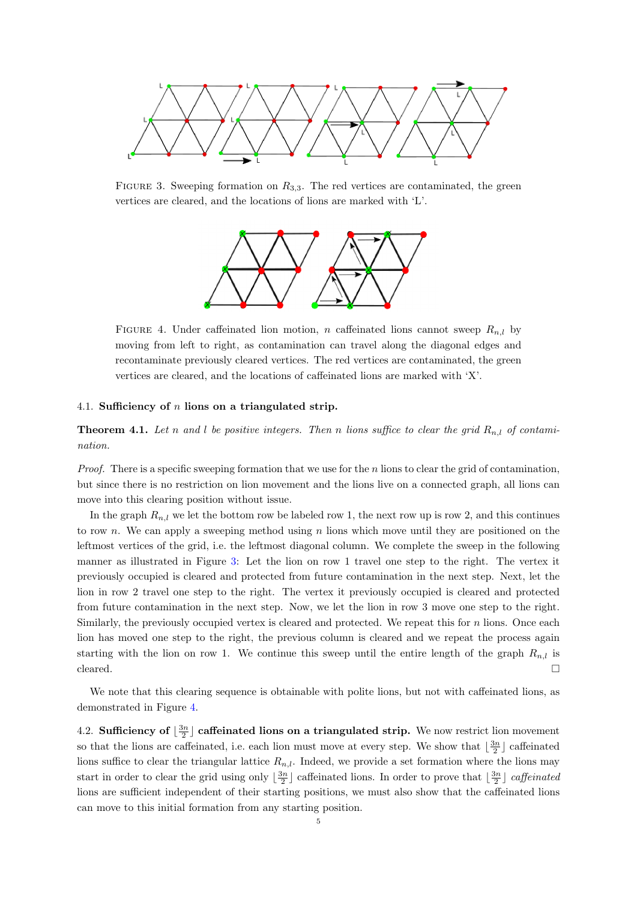FIGURE 3. Sweeping formation on $R_{3,3}$. The red vertices are contaminated, the green vertices are cleared, and the locations of lions are marked with 'L'.

FIGURE 4. Under caffeinated lion motion, $n$ caffeinated lions cannot sweep $R_{n,l}$ by moving from left to right, as contamination can travel along the diagonal edges and recontaminate previously cleared vertices. The red vertices are contaminated, the green vertices are cleared, and the locations of caffeinated lions are marked with 'X'.

### 4.1. Sufficiency of $n$ lions on a triangulated strip.

**Theorem 4.1.** *Let $n$ and $l$ be positive integers. Then $n$ lions suffice to clear the grid $R_{n,l}$ of contamination.*

*Proof.* There is a specific sweeping formation that we use for the $n$ lions to clear the grid of contamination, but since there is no restriction on lion movement and the lions live on a connected graph, all lions can move into this clearing position without issue.

In the graph $R_{n,l}$ we let the bottom row be labeled row 1, the next row up is row 2, and this continues to row $n$. We can apply a sweeping method using $n$ lions which move until they are positioned on the leftmost vertices of the grid, i.e. the leftmost diagonal column. We complete the sweep in the following manner as illustrated in Figure 3: Let the lion on row 1 travel one step to the right. The vertex it previously occupied is cleared and protected from future contamination in the next step. Next, let the lion in row 2 travel one step to the right. The vertex it previously occupied is cleared and protected from future contamination in the next step. Now, we let the lion in row 3 move one step to the right. Similarly, the previously occupied vertex is cleared and protected. We repeat this for $n$ lions. Once each lion has moved one step to the right, the previous column is cleared and we repeat the process again starting with the lion on row 1. We continue this sweep until the entire length of the graph $R_{n,l}$ is cleared. □

We note that this clearing sequence is obtainable with polite lions, but not with caffeinated lions, as demonstrated in Figure 4.

### 4.2. Sufficiency of $\lfloor \frac{3n}{2} \rfloor$ caffeinated lions on a triangulated strip.

We now restrict lion movement so that the lions are caffeinated, i.e. each lion must move at every step. We show that $\lfloor \frac{3n}{2} \rfloor$ caffeinated lions suffice to clear the triangular lattice $R_{n,l}$. Indeed, we provide a set formation where the lions may start in order to clear the grid using only $\lfloor \frac{3n}{2} \rfloor$ caffeinated lions. In order to prove that $\lfloor \frac{3n}{2} \rfloor$ *caffeinated* lions are sufficient independent of their starting positions, we must also show that the caffeinated lions can move to this initial formation from any starting position.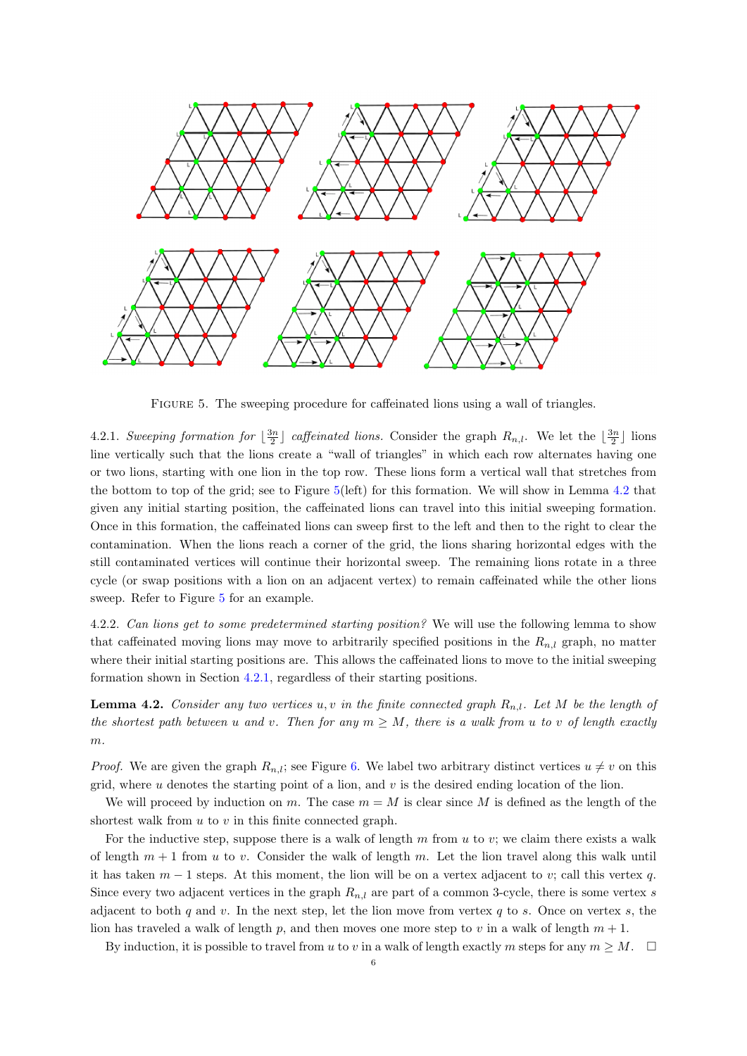Figure 5. The sweeping procedure for caffeinated lions using a wall of triangles.

4.2.1. *Sweeping formation for* $\lfloor \frac{3n}{2} \rfloor$ *caffeinated lions.* Consider the graph $R_{n,l}$. We let the $\lfloor \frac{3n}{2} \rfloor$ lions line vertically such that the lions create a "wall of triangles" in which each row alternates having one or two lions, starting with one lion in the top row. These lions form a vertical wall that stretches from the bottom to top of the grid; see to Figure 5(left) for this formation. We will show in Lemma 4.2 that given any initial starting position, the caffeinated lions can travel into this initial sweeping formation. Once in this formation, the caffeinated lions can sweep first to the left and then to the right to clear the contamination. When the lions reach a corner of the grid, the lions sharing horizontal edges with the still contaminated vertices will continue their horizontal sweep. The remaining lions rotate in a three cycle (or swap positions with a lion on an adjacent vertex) to remain caffeinated while the other lions sweep. Refer to Figure 5 for an example.

4.2.2. *Can lions get to some predetermined starting position?* We will use the following lemma to show that caffeinated moving lions may move to arbitrarily specified positions in the $R_{n,l}$ graph, no matter where their initial starting positions are. This allows the caffeinated lions to move to the initial sweeping formation shown in Section 4.2.1, regardless of their starting positions.

**Lemma 4.2.** *Consider any two vertices $u, v$ in the finite connected graph $R_{n,l}$. Let $M$ be the length of the shortest path between $u$ and $v$. Then for any $m \geq M$, there is a walk from $u$ to $v$ of length exactly $m$.*

*Proof.* We are given the graph $R_{n,l}$; see Figure 6. We label two arbitrary distinct vertices $u \neq v$ on this grid, where $u$ denotes the starting point of a lion, and $v$ is the desired ending location of the lion.

We will proceed by induction on $m$. The case $m = M$ is clear since $M$ is defined as the length of the shortest walk from $u$ to $v$ in this finite connected graph.

For the inductive step, suppose there is a walk of length $m$ from $u$ to $v$; we claim there exists a walk of length $m+1$ from $u$ to $v$. Consider the walk of length $m$. Let the lion travel along this walk until it has taken $m-1$ steps. At this moment, the lion will be on a vertex adjacent to $v$; call this vertex $q$. Since every two adjacent vertices in the graph $R_{n,l}$ are part of a common 3-cycle, there is some vertex $s$ adjacent to both $q$ and $v$. In the next step, let the lion move from vertex $q$ to $s$. Once on vertex $s$, the lion has traveled a walk of length $p$, and then moves one more step to $v$ in a walk of length $m+1$.

By induction, it is possible to travel from $u$ to $v$ in a walk of length exactly $m$ steps for any $m \geq M$. $\square$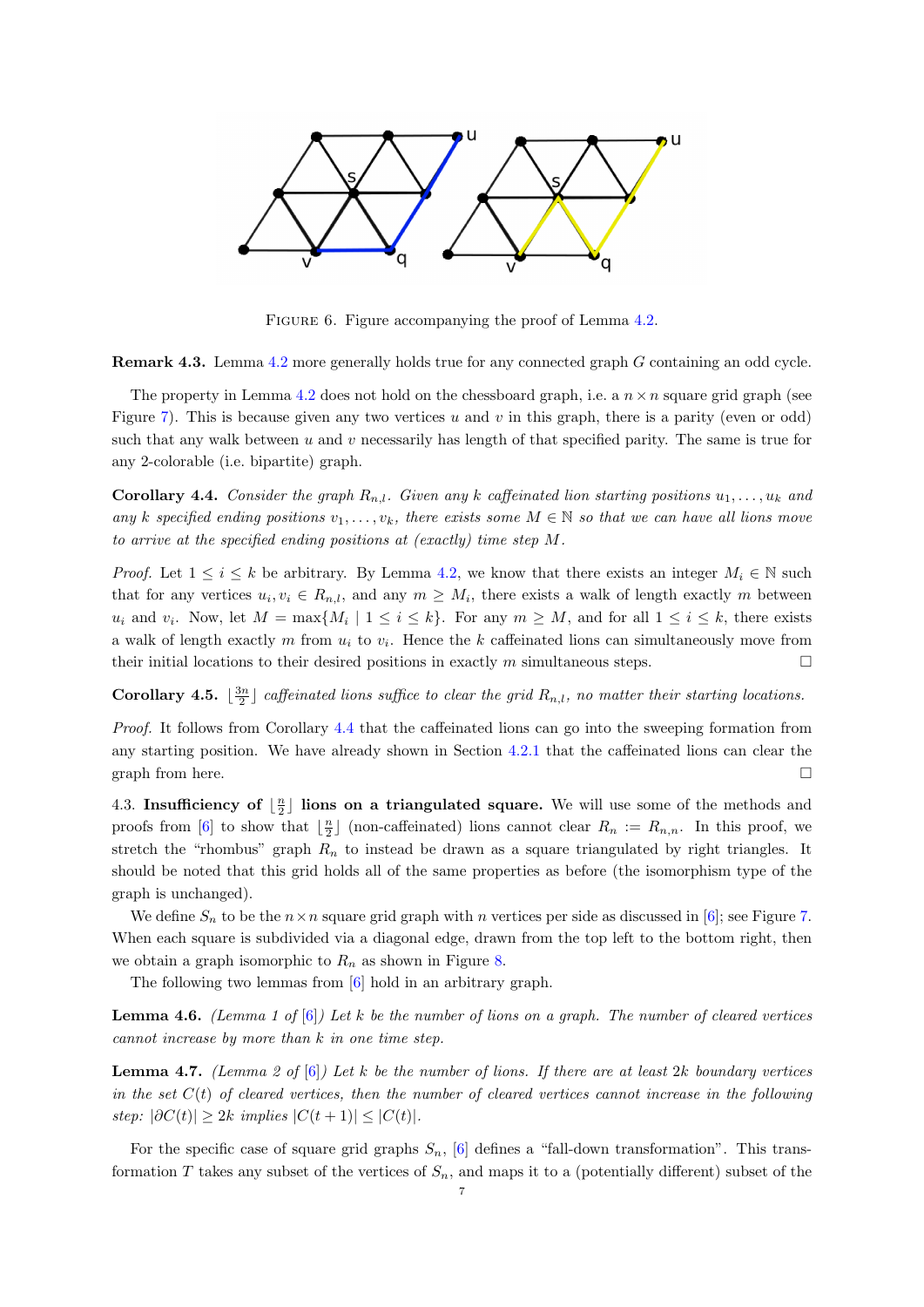FIGURE 6. Figure accompanying the proof of Lemma 4.2.

**Remark 4.3.** Lemma 4.2 more generally holds true for any connected graph $G$ containing an odd cycle.

The property in Lemma 4.2 does not hold on the chessboard graph, i.e. a $n \times n$ square grid graph (see Figure 7). This is because given any two vertices $u$ and $v$ in this graph, there is a parity (even or odd) such that any walk between $u$ and $v$ necessarily has length of that specified parity. The same is true for any 2-colorable (i.e. bipartite) graph.

**Corollary 4.4.** *Consider the graph $R_{n,l}$. Given any $k$ caffeinated lion starting positions $u_1, \ldots, u_k$ and any $k$ specified ending positions $v_1, \ldots, v_k$, there exists some $M \in \mathbb{N}$ so that we can have all lions move to arrive at the specified ending positions at (exactly) time step $M$.*

*Proof.* Let $1 \leq i \leq k$ be arbitrary. By Lemma 4.2, we know that there exists an integer $M_i \in \mathbb{N}$ such that for any vertices $u_i, v_i \in R_{n,l}$, and any $m \geq M_i$, there exists a walk of length exactly $m$ between $u_i$ and $v_i$. Now, let $M = \max\{M_i \mid 1 \leq i \leq k\}$. For any $m \geq M$, and for all $1 \leq i \leq k$, there exists a walk of length exactly $m$ from $u_i$ to $v_i$. Hence the $k$ caffeinated lions can simultaneously move from their initial locations to their desired positions in exactly $m$ simultaneous steps. $\square$

**Corollary 4.5.** $\lfloor \frac{3n}{2} \rfloor$ *caffeinated lions suffice to clear the grid $R_{n,l}$, no matter their starting locations.*

*Proof.* It follows from Corollary 4.4 that the caffeinated lions can go into the sweeping formation from any starting position. We have already shown in Section 4.2.1 that the caffeinated lions can clear the graph from here. $\square$

4.3. **Insufficiency of $\lfloor \frac{n}{2} \rfloor$ lions on a triangulated square.** We will use some of the methods and proofs from [6] to show that $\lfloor \frac{n}{2} \rfloor$ (non-caffeinated) lions cannot clear $R_n := R_{n,n}$. In this proof, we stretch the "rhombus" graph $R_n$ to instead be drawn as a square triangulated by right triangles. It should be noted that this grid holds all of the same properties as before (the isomorphism type of the graph is unchanged).

We define $S_n$ to be the $n \times n$ square grid graph with $n$ vertices per side as discussed in [6]; see Figure 7. When each square is subdivided via a diagonal edge, drawn from the top left to the bottom right, then we obtain a graph isomorphic to $R_n$ as shown in Figure 8.

The following two lemmas from [6] hold in an arbitrary graph.

**Lemma 4.6.** *(Lemma 1 of [6]) Let $k$ be the number of lions on a graph. The number of cleared vertices cannot increase by more than $k$ in one time step.*

**Lemma 4.7.** *(Lemma 2 of [6]) Let $k$ be the number of lions. If there are at least $2k$ boundary vertices in the set $C(t)$ of cleared vertices, then the number of cleared vertices cannot increase in the following step: $|\partial C(t)| \geq 2k$ implies $|C(t+1)| \leq |C(t)|$.*

For the specific case of square grid graphs $S_n$, [6] defines a "fall-down transformation". This transformation $T$ takes any subset of the vertices of $S_n$, and maps it to a (potentially different) subset of the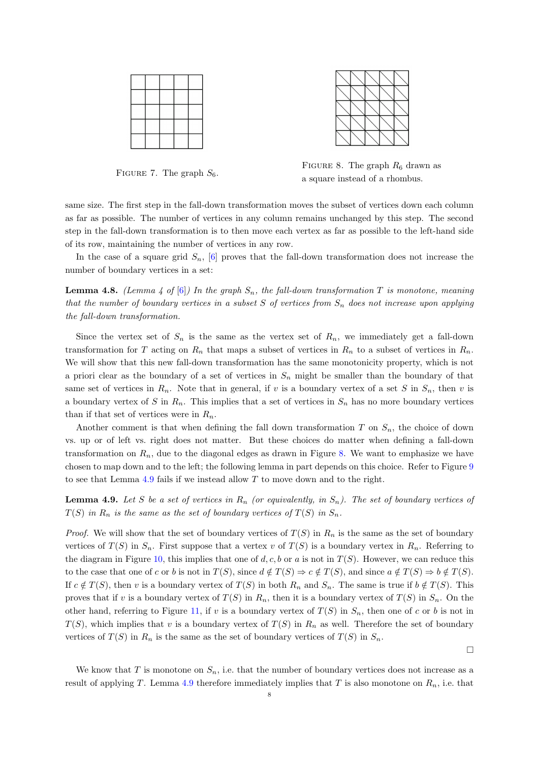FIGURE 7. The graph $S_6$.

FIGURE 8. The graph $R_6$ drawn as a square instead of a rhombus.

same size. The first step in the fall-down transformation moves the subset of vertices down each column as far as possible. The number of vertices in any column remains unchanged by this step. The second step in the fall-down transformation is to then move each vertex as far as possible to the left-hand side of its row, maintaining the number of vertices in any row.

In the case of a square grid $S_n$, [6] proves that the fall-down transformation does not increase the number of boundary vertices in a set:

**Lemma 4.8.** *(Lemma 4 of [6]) In the graph $S_n$, the fall-down transformation $T$ is monotone, meaning that the number of boundary vertices in a subset $S$ of vertices from $S_n$ does not increase upon applying the fall-down transformation.*

Since the vertex set of $S_n$ is the same as the vertex set of $R_n$, we immediately get a fall-down transformation for $T$ acting on $R_n$ that maps a subset of vertices in $R_n$ to a subset of vertices in $R_n$. We will show that this new fall-down transformation has the same monotonicity property, which is not a priori clear as the boundary of a set of vertices in $S_n$ might be smaller than the boundary of that same set of vertices in $R_n$. Note that in general, if $v$ is a boundary vertex of a set $S$ in $S_n$, then $v$ is a boundary vertex of $S$ in $R_n$. This implies that a set of vertices in $S_n$ has no more boundary vertices than if that set of vertices were in $R_n$.

Another comment is that when defining the fall down transformation $T$ on $S_n$, the choice of down vs. up or of left vs. right does not matter. But these choices do matter when defining a fall-down transformation on $R_n$, due to the diagonal edges as drawn in Figure 8. We want to emphasize we have chosen to map down and to the left; the following lemma in part depends on this choice. Refer to Figure 9 to see that Lemma 4.9 fails if we instead allow $T$ to move down and to the right.

**Lemma 4.9.** *Let $S$ be a set of vertices in $R_n$ (or equivalently, in $S_n$). The set of boundary vertices of $T(S)$ in $R_n$ is the same as the set of boundary vertices of $T(S)$ in $S_n$.*

*Proof.* We will show that the set of boundary vertices of $T(S)$ in $R_n$ is the same as the set of boundary vertices of $T(S)$ in $S_n$. First suppose that a vertex $v$ of $T(S)$ is a boundary vertex in $R_n$. Referring to the diagram in Figure 10, this implies that one of $d, c, b$ or $a$ is not in $T(S)$. However, we can reduce this to the case that one of $c$ or $b$ is not in $T(S)$, since $d \notin T(S) \Rightarrow c \notin T(S)$, and since $a \notin T(S) \Rightarrow b \notin T(S)$. If $c \notin T(S)$, then $v$ is a boundary vertex of $T(S)$ in both $R_n$ and $S_n$. The same is true if $b \notin T(S)$. This proves that if $v$ is a boundary vertex of $T(S)$ in $R_n$, then it is a boundary vertex of $T(S)$ in $S_n$. On the other hand, referring to Figure 11, if $v$ is a boundary vertex of $T(S)$ in $S_n$, then one of $c$ or $b$ is not in $T(S)$, which implies that $v$ is a boundary vertex of $T(S)$ in $R_n$ as well. Therefore the set of boundary vertices of $T(S)$ in $R_n$ is the same as the set of boundary vertices of $T(S)$ in $S_n$. □

We know that $T$ is monotone on $S_n$, i.e. that the number of boundary vertices does not increase as a result of applying $T$. Lemma 4.9 therefore immediately implies that $T$ is also monotone on $R_n$, i.e. that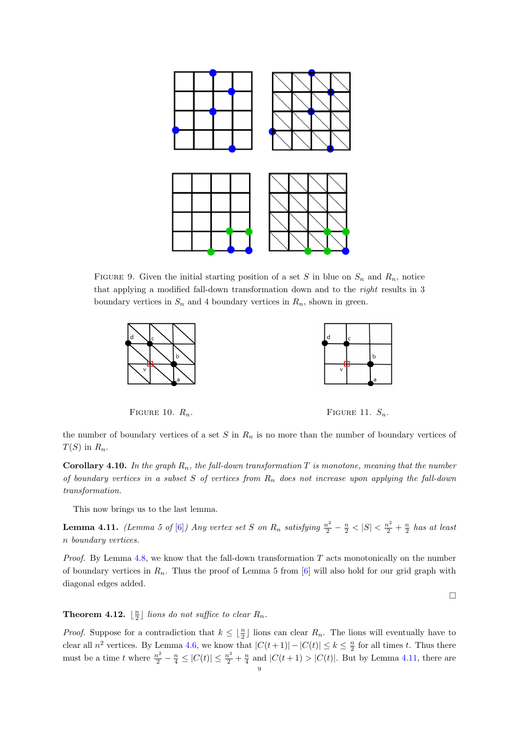FIGURE 9. Given the initial starting position of a set $S$ in blue on $S_n$ and $R_n$, notice that applying a modified fall-down transformation down and to the *right* results in 3 boundary vertices in $S_n$ and 4 boundary vertices in $R_n$, shown in green.

FIGURE 10. $R_n$.

FIGURE 11. $S_n$.

the number of boundary vertices of a set $S$ in $R_n$ is no more than the number of boundary vertices of $T(S)$ in $R_n$.

**Corollary 4.10.** *In the graph $R_n$, the fall-down transformation $T$ is monotone, meaning that the number of boundary vertices in a subset $S$ of vertices from $R_n$ does not increase upon applying the fall-down transformation.*

This now brings us to the last lemma.

**Lemma 4.11.** *(Lemma 5 of [6]) Any vertex set $S$ on $R_n$ satisfying $\frac{n^2}{2} - \frac{n}{2} < |S| < \frac{n^2}{2} + \frac{n}{2}$ has at least $n$ boundary vertices.*

*Proof.* By Lemma 4.8, we know that the fall-down transformation $T$ acts monotonically on the number of boundary vertices in $R_n$. Thus the proof of Lemma 5 from [6] will also hold for our grid graph with diagonal edges added.

□

**Theorem 4.12.** $\lfloor \frac{n}{2} \rfloor$ *lions do not suffice to clear $R_n$.*

*Proof.* Suppose for a contradiction that $k \leq \lfloor \frac{n}{2} \rfloor$ lions can clear $R_n$. The lions will eventually have to clear all $n^2$ vertices. By Lemma 4.6, we know that $|C(t+1)| - |C(t)| \leq k \leq \frac{n}{2}$ for all times $t$. Thus there must be a time $t$ where $\frac{n^2}{2} - \frac{n}{4} \leq |C(t)| \leq \frac{n^2}{2} + \frac{n}{4}$ and $|C(t+1)| > |C(t)|$. But by Lemma 4.11, there are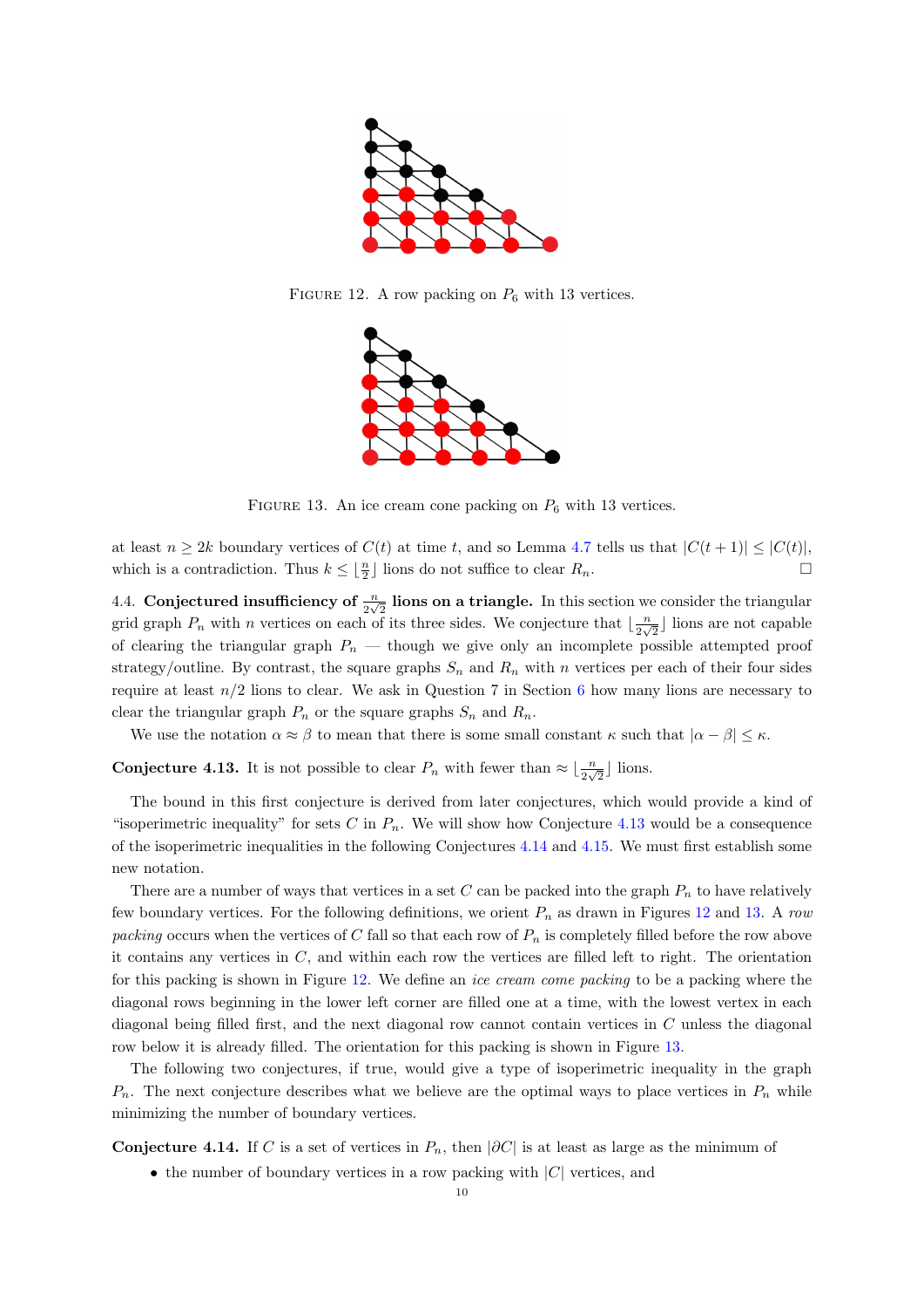FIGURE 12. A row packing on $P_6$ with 13 vertices.

FIGURE 13. An ice cream cone packing on $P_6$ with 13 vertices.

at least $n \geq 2k$ boundary vertices of $C(t)$ at time $t$, and so Lemma 4.7 tells us that $|C(t+1)| \leq |C(t)|$, which is a contradiction. Thus $k \leq \lfloor \frac{n}{2} \rfloor$ lions do not suffice to clear $R_n$. □

4.4. **Conjectured insufficiency of $\frac{n}{2\sqrt{2}}$ lions on a triangle.** In this section we consider the triangular grid graph $P_n$ with $n$ vertices on each of its three sides. We conjecture that $\lfloor \frac{n}{2\sqrt{2}} \rfloor$ lions are not capable of clearing the triangular graph $P_n$ — though we give only an incomplete possible attempted proof strategy/outline. By contrast, the square graphs $S_n$ and $R_n$ with $n$ vertices per each of their four sides require at least $n/2$ lions to clear. We ask in Question 7 in Section 6 how many lions are necessary to clear the triangular graph $P_n$ or the square graphs $S_n$ and $R_n$.

We use the notation $\alpha \approx \beta$ to mean that there is some small constant $\kappa$ such that $|\alpha - \beta| \leq \kappa$.

**Conjecture 4.13.** It is not possible to clear $P_n$ with fewer than $\approx \lfloor \frac{n}{2\sqrt{2}} \rfloor$ lions.

The bound in this first conjecture is derived from later conjectures, which would provide a kind of "isoperimetric inequality" for sets $C$ in $P_n$. We will show how Conjecture 4.13 would be a consequence of the isoperimetric inequalities in the following Conjectures 4.14 and 4.15. We must first establish some new notation.

There are a number of ways that vertices in a set $C$ can be packed into the graph $P_n$ to have relatively few boundary vertices. For the following definitions, we orient $P_n$ as drawn in Figures 12 and 13. A *row packing* occurs when the vertices of $C$ fall so that each row of $P_n$ is completely filled before the row above it contains any vertices in $C$, and within each row the vertices are filled left to right. The orientation for this packing is shown in Figure 12. We define an *ice cream cone packing* to be a packing where the diagonal rows beginning in the lower left corner are filled one at a time, with the lowest vertex in each diagonal being filled first, and the next diagonal row cannot contain vertices in $C$ unless the diagonal row below it is already filled. The orientation for this packing is shown in Figure 13.

The following two conjectures, if true, would give a type of isoperimetric inequality in the graph $P_n$. The next conjecture describes what we believe are the optimal ways to place vertices in $P_n$ while minimizing the number of boundary vertices.

**Conjecture 4.14.** If $C$ is a set of vertices in $P_n$, then $|\partial C|$ is at least as large as the minimum of

- the number of boundary vertices in a row packing with $|C|$ vertices, and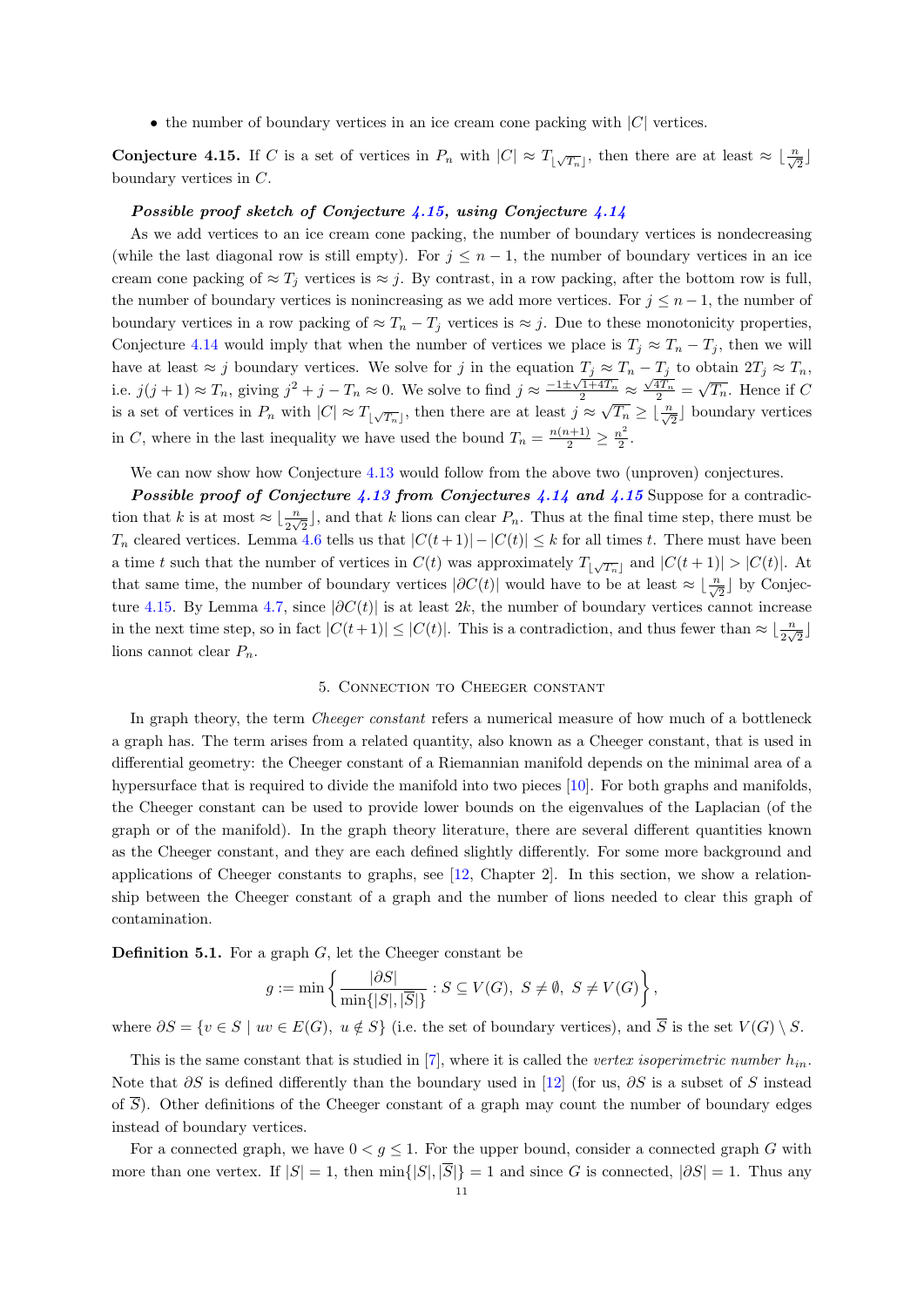- the number of boundary vertices in an ice cream cone packing with $|C|$ vertices.

**Conjecture 4.15.** If $C$ is a set of vertices in $P_n$ with $|C| \approx T_{\lfloor \sqrt{T_n} \rfloor}$, then there are at least $\approx \lfloor \frac{n}{\sqrt{2}} \rfloor$ boundary vertices in $C$.

***Possible proof sketch of Conjecture 4.15, using Conjecture 4.14***

As we add vertices to an ice cream cone packing, the number of boundary vertices is nondecreasing (while the last diagonal row is still empty). For $j \leq n-1$, the number of boundary vertices in an ice cream cone packing of $\approx T_j$ vertices is $\approx j$. By contrast, in a row packing, after the bottom row is full, the number of boundary vertices is nonincreasing as we add more vertices. For $j \leq n-1$, the number of boundary vertices in a row packing of $\approx T_n - T_j$ vertices is $\approx j$. Due to these monotonicity properties, Conjecture 4.14 would imply that when the number of vertices we place is $T_j \approx T_n - T_j$, then we will have at least $\approx j$ boundary vertices. We solve for $j$ in the equation $T_j \approx T_n - T_j$ to obtain $2T_j \approx T_n$, i.e. $j(j+1) \approx T_n$, giving $j^2 + j - T_n \approx 0$. We solve to find $j \approx \frac{-1 \pm \sqrt{1+4T_n}}{2} \approx \frac{\sqrt{4T_n}}{2} = \sqrt{T_n}$. Hence if $C$ is a set of vertices in $P_n$ with $|C| \approx T_{\lfloor \sqrt{T_n} \rfloor}$, then there are at least $j \approx \sqrt{T_n} \geq \lfloor \frac{n}{\sqrt{2}} \rfloor$ boundary vertices in $C$, where in the last inequality we have used the bound $T_n = \frac{n(n+1)}{2} \geq \frac{n^2}{2}$.

We can now show how Conjecture 4.13 would follow from the above two (unproven) conjectures.

***Possible proof of Conjecture 4.13 from Conjectures 4.14 and 4.15*** Suppose for a contradiction that $k$ is at most $\approx \lfloor \frac{n}{2\sqrt{2}} \rfloor$, and that $k$ lions can clear $P_n$. Thus at the final time step, there must be $T_n$ cleared vertices. Lemma 4.6 tells us that $|C(t+1)| - |C(t)| \leq k$ for all times $t$. There must have been a time $t$ such that the number of vertices in $C(t)$ was approximately $T_{\lfloor \sqrt{T_n} \rfloor}$ and $|C(t+1)| > |C(t)|$. At that same time, the number of boundary vertices $|\partial C(t)|$ would have to be at least $\approx \lfloor \frac{n}{\sqrt{2}} \rfloor$ by Conjecture 4.15. By Lemma 4.7, since $|\partial C(t)|$ is at least $2k$, the number of boundary vertices cannot increase in the next time step, so in fact $|C(t+1)| \leq |C(t)|$. This is a contradiction, and thus fewer than $\approx \lfloor \frac{n}{2\sqrt{2}} \rfloor$ lions cannot clear $P_n$.

## 5. Connection to Cheeger constant

In graph theory, the term *Cheeger constant* refers a numerical measure of how much of a bottleneck a graph has. The term arises from a related quantity, also known as a Cheeger constant, that is used in differential geometry: the Cheeger constant of a Riemannian manifold depends on the minimal area of a hypersurface that is required to divide the manifold into two pieces [10]. For both graphs and manifolds, the Cheeger constant can be used to provide lower bounds on the eigenvalues of the Laplacian (of the graph or of the manifold). In the graph theory literature, there are several different quantities known as the Cheeger constant, and they are each defined slightly differently. For some more background and applications of Cheeger constants to graphs, see [12, Chapter 2]. In this section, we show a relationship between the Cheeger constant of a graph and the number of lions needed to clear this graph of contamination.

**Definition 5.1.** For a graph $G$, let the Cheeger constant be

$$g := \min \left\{ \frac{|\partial S|}{\min\{|S|, |\overline{S}|\}} : S \subseteq V(G),\ S \neq \emptyset,\ S \neq V(G) \right\},$$

where $\partial S = \{v \in S \mid uv \in E(G),\ u \notin S\}$ (i.e. the set of boundary vertices), and $\overline{S}$ is the set $V(G) \setminus S$.

This is the same constant that is studied in [7], where it is called the *vertex isoperimetric number* $h_{in}$. Note that $\partial S$ is defined differently than the boundary used in [12] (for us, $\partial S$ is a subset of $S$ instead of $\overline{S}$). Other definitions of the Cheeger constant of a graph may count the number of boundary edges instead of boundary vertices.

For a connected graph, we have $0 < g \leq 1$. For the upper bound, consider a connected graph $G$ with more than one vertex. If $|S| = 1$, then $\min\{|S|, |\overline{S}|\} = 1$ and since $G$ is connected, $|\partial S| = 1$. Thus any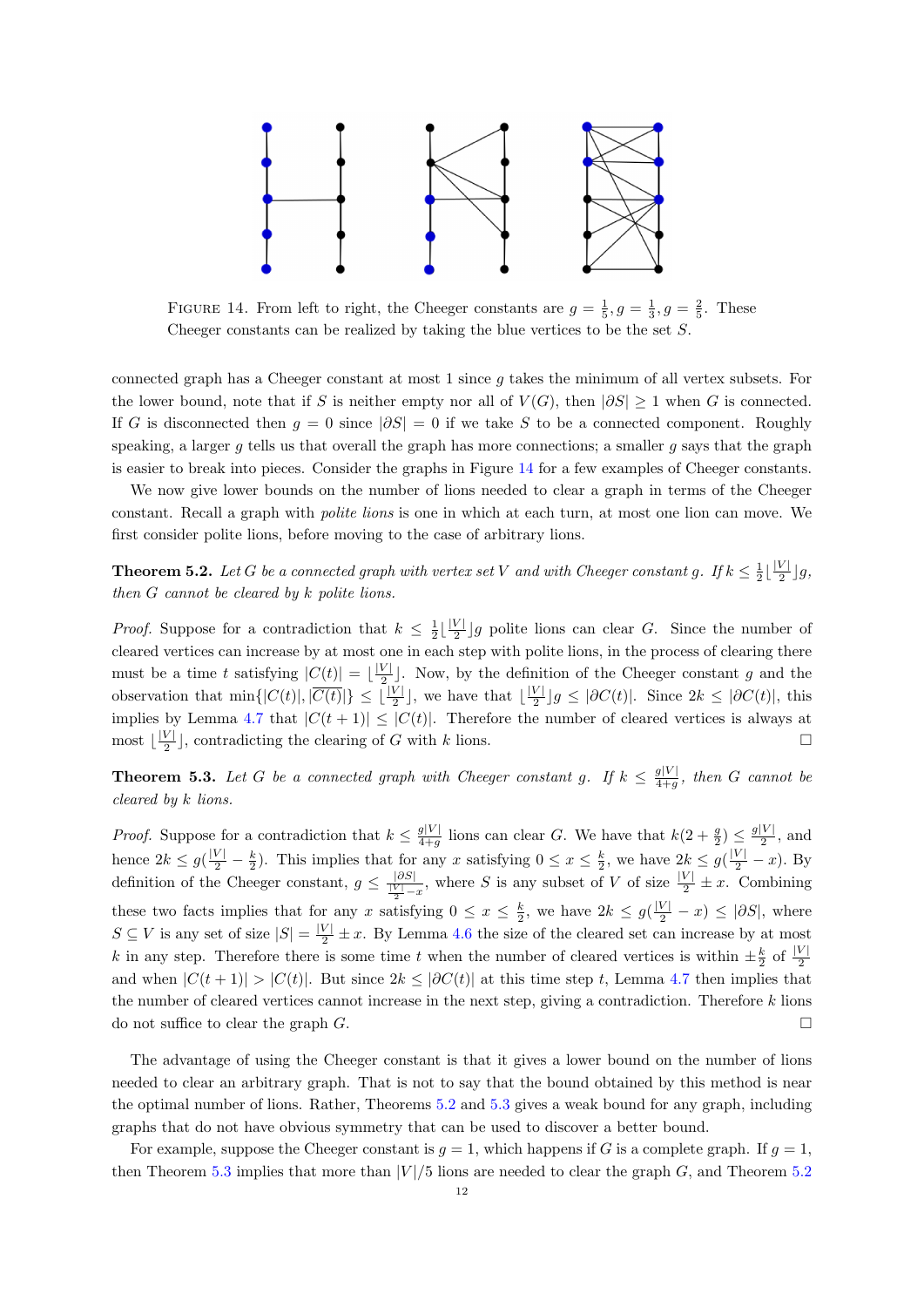FIGURE 14. From left to right, the Cheeger constants are $g = \frac{1}{5}, g = \frac{1}{3}, g = \frac{2}{5}$. These Cheeger constants can be realized by taking the blue vertices to be the set $S$.

connected graph has a Cheeger constant at most 1 since $g$ takes the minimum of all vertex subsets. For the lower bound, note that if $S$ is neither empty nor all of $V(G)$, then $|\partial S| \geq 1$ when $G$ is connected. If $G$ is disconnected then $g = 0$ since $|\partial S| = 0$ if we take $S$ to be a connected component. Roughly speaking, a larger $g$ tells us that overall the graph has more connections; a smaller $g$ says that the graph is easier to break into pieces. Consider the graphs in Figure 14 for a few examples of Cheeger constants.

We now give lower bounds on the number of lions needed to clear a graph in terms of the Cheeger constant. Recall a graph with *polite lions* is one in which at each turn, at most one lion can move. We first consider polite lions, before moving to the case of arbitrary lions.

**Theorem 5.2.** *Let $G$ be a connected graph with vertex set $V$ and with Cheeger constant $g$. If $k \leq \frac{1}{2}\lfloor\frac{|V|}{2}\rfloor g$, then $G$ cannot be cleared by $k$ polite lions.*

*Proof.* Suppose for a contradiction that $k \leq \frac{1}{2}\lfloor\frac{|V|}{2}\rfloor g$ polite lions can clear $G$. Since the number of cleared vertices can increase by at most one in each step with polite lions, in the process of clearing there must be a time $t$ satisfying $|C(t)| = \lfloor\frac{|V|}{2}\rfloor$. Now, by the definition of the Cheeger constant $g$ and the observation that $\min\{|C(t)|, |\overline{C(t)}|\} \leq \lfloor\frac{|V|}{2}\rfloor$, we have that $\lfloor\frac{|V|}{2}\rfloor g \leq |\partial C(t)|$. Since $2k \leq |\partial C(t)|$, this implies by Lemma 4.7 that $|C(t+1)| \leq |C(t)|$. Therefore the number of cleared vertices is always at most $\lfloor\frac{|V|}{2}\rfloor$, contradicting the clearing of $G$ with $k$ lions. □

**Theorem 5.3.** *Let $G$ be a connected graph with Cheeger constant $g$. If $k \leq \frac{g|V|}{4+g}$, then $G$ cannot be cleared by $k$ lions.*

*Proof.* Suppose for a contradiction that $k \leq \frac{g|V|}{4+g}$ lions can clear $G$. We have that $k(2 + \frac{g}{2}) \leq \frac{g|V|}{2}$, and hence $2k \leq g(\frac{|V|}{2} - \frac{k}{2})$. This implies that for any $x$ satisfying $0 \leq x \leq \frac{k}{2}$, we have $2k \leq g(\frac{|V|}{2} - x)$. By definition of the Cheeger constant, $g \leq \frac{|\partial S|}{\frac{|V|}{2} - x}$, where $S$ is any subset of $V$ of size $\frac{|V|}{2} \pm x$. Combining these two facts implies that for any $x$ satisfying $0 \leq x \leq \frac{k}{2}$, we have $2k \leq g(\frac{|V|}{2} - x) \leq |\partial S|$, where $S \subseteq V$ is any set of size $|S| = \frac{|V|}{2} \pm x$. By Lemma 4.6 the size of the cleared set can increase by at most $k$ in any step. Therefore there is some time $t$ when the number of cleared vertices is within $\pm\frac{k}{2}$ of $\frac{|V|}{2}$ and when $|C(t+1)| > |C(t)|$. But since $2k \leq |\partial C(t)|$ at this time step $t$, Lemma 4.7 then implies that the number of cleared vertices cannot increase in the next step, giving a contradiction. Therefore $k$ lions do not suffice to clear the graph $G$. □

The advantage of using the Cheeger constant is that it gives a lower bound on the number of lions needed to clear an arbitrary graph. That is not to say that the bound obtained by this method is near the optimal number of lions. Rather, Theorems 5.2 and 5.3 gives a weak bound for any graph, including graphs that do not have obvious symmetry that can be used to discover a better bound.

For example, suppose the Cheeger constant is $g = 1$, which happens if $G$ is a complete graph. If $g = 1$, then Theorem 5.3 implies that more than $|V|/5$ lions are needed to clear the graph $G$, and Theorem 5.2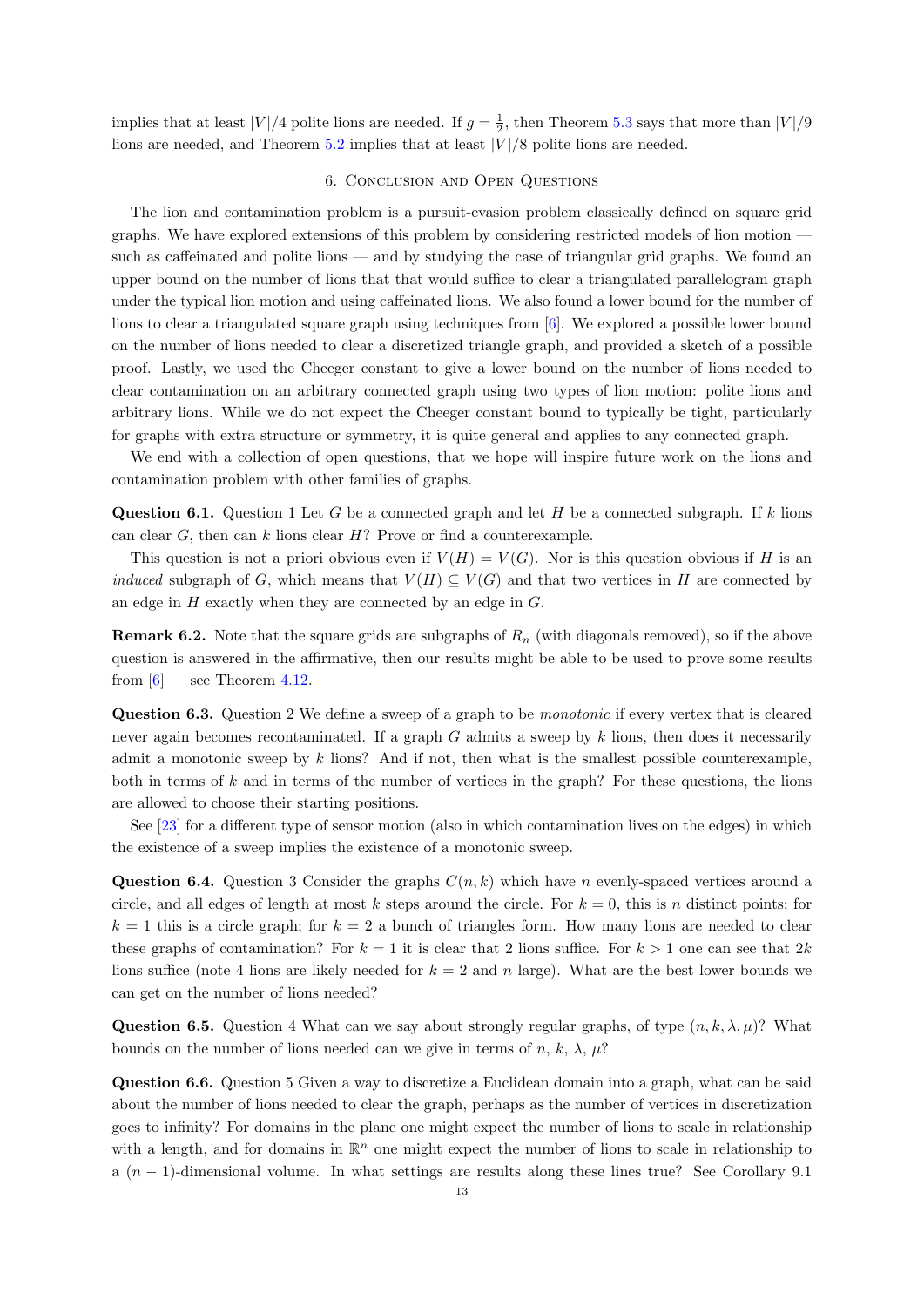implies that at least $|V|/4$ polite lions are needed. If $g = \frac{1}{2}$, then Theorem 5.3 says that more than $|V|/9$ lions are needed, and Theorem 5.2 implies that at least $|V|/8$ polite lions are needed.

## 6. Conclusion and Open Questions

The lion and contamination problem is a pursuit-evasion problem classically defined on square grid graphs. We have explored extensions of this problem by considering restricted models of lion motion — such as caffeinated and polite lions — and by studying the case of triangular grid graphs. We found an upper bound on the number of lions that that would suffice to clear a triangulated parallelogram graph under the typical lion motion and using caffeinated lions. We also found a lower bound for the number of lions to clear a triangulated square graph using techniques from [6]. We explored a possible lower bound on the number of lions needed to clear a discretized triangle graph, and provided a sketch of a possible proof. Lastly, we used the Cheeger constant to give a lower bound on the number of lions needed to clear contamination on an arbitrary connected graph using two types of lion motion: polite lions and arbitrary lions. While we do not expect the Cheeger constant bound to typically be tight, particularly for graphs with extra structure or symmetry, it is quite general and applies to any connected graph.

We end with a collection of open questions, that we hope will inspire future work on the lions and contamination problem with other families of graphs.

**Question 6.1.** Question 1 Let $G$ be a connected graph and let $H$ be a connected subgraph. If $k$ lions can clear $G$, then can $k$ lions clear $H$? Prove or find a counterexample.

This question is not a priori obvious even if $V(H) = V(G)$. Nor is this question obvious if $H$ is an *induced* subgraph of $G$, which means that $V(H) \subseteq V(G)$ and that two vertices in $H$ are connected by an edge in $H$ exactly when they are connected by an edge in $G$.

**Remark 6.2.** Note that the square grids are subgraphs of $R_n$ (with diagonals removed), so if the above question is answered in the affirmative, then our results might be able to be used to prove some results from [6] — see Theorem 4.12.

**Question 6.3.** Question 2 We define a sweep of a graph to be *monotonic* if every vertex that is cleared never again becomes recontaminated. If a graph $G$ admits a sweep by $k$ lions, then does it necessarily admit a monotonic sweep by $k$ lions? And if not, then what is the smallest possible counterexample, both in terms of $k$ and in terms of the number of vertices in the graph? For these questions, the lions are allowed to choose their starting positions.

See [23] for a different type of sensor motion (also in which contamination lives on the edges) in which the existence of a sweep implies the existence of a monotonic sweep.

**Question 6.4.** Question 3 Consider the graphs $C(n, k)$ which have $n$ evenly-spaced vertices around a circle, and all edges of length at most $k$ steps around the circle. For $k = 0$, this is $n$ distinct points; for $k = 1$ this is a circle graph; for $k = 2$ a bunch of triangles form. How many lions are needed to clear these graphs of contamination? For $k = 1$ it is clear that 2 lions suffice. For $k > 1$ one can see that $2k$ lions suffice (note 4 lions are likely needed for $k = 2$ and $n$ large). What are the best lower bounds we can get on the number of lions needed?

**Question 6.5.** Question 4 What can we say about strongly regular graphs, of type $(n, k, \lambda, \mu)$? What bounds on the number of lions needed can we give in terms of $n$, $k$, $\lambda$, $\mu$?

**Question 6.6.** Question 5 Given a way to discretize a Euclidean domain into a graph, what can be said about the number of lions needed to clear the graph, perhaps as the number of vertices in discretization goes to infinity? For domains in the plane one might expect the number of lions to scale in relationship with a length, and for domains in $\mathbb{R}^n$ one might expect the number of lions to scale in relationship to a $(n-1)$-dimensional volume. In what settings are results along these lines true? See Corollary 9.1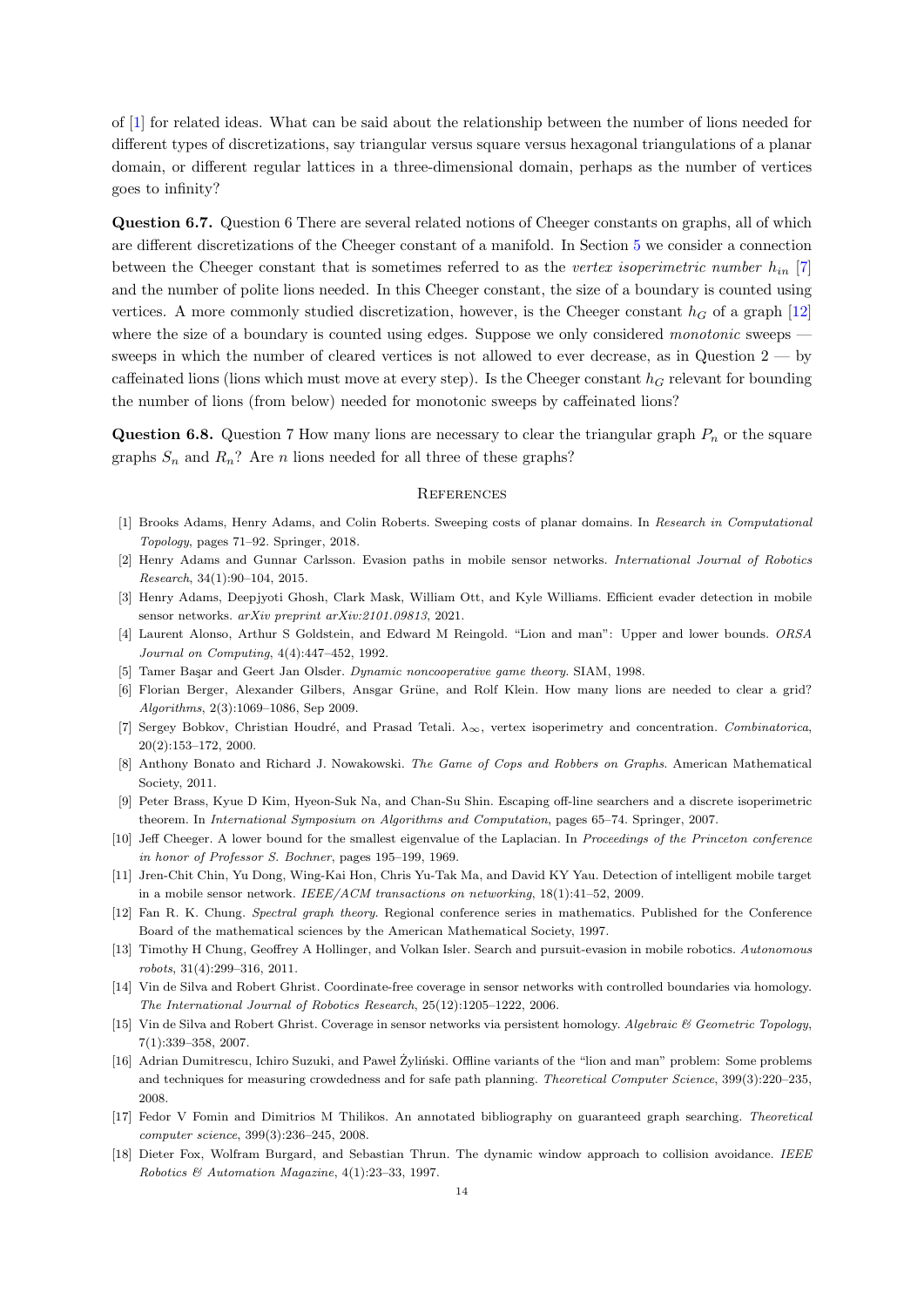of [1] for related ideas. What can be said about the relationship between the number of lions needed for different types of discretizations, say triangular versus square versus hexagonal triangulations of a planar domain, or different regular lattices in a three-dimensional domain, perhaps as the number of vertices goes to infinity?

**Question 6.7.** Question 6 There are several related notions of Cheeger constants on graphs, all of which are different discretizations of the Cheeger constant of a manifold. In Section 5 we consider a connection between the Cheeger constant that is sometimes referred to as the *vertex isoperimetric number* $h_{in}$ [7] and the number of polite lions needed. In this Cheeger constant, the size of a boundary is counted using vertices. A more commonly studied discretization, however, is the Cheeger constant $h_G$ of a graph [12] where the size of a boundary is counted using edges. Suppose we only considered *monotonic* sweeps — sweeps in which the number of cleared vertices is not allowed to ever decrease, as in Question 2 — by caffeinated lions (lions which must move at every step). Is the Cheeger constant $h_G$ relevant for bounding the number of lions (from below) needed for monotonic sweeps by caffeinated lions?

**Question 6.8.** Question 7 How many lions are necessary to clear the triangular graph $P_n$ or the square graphs $S_n$ and $R_n$? Are $n$ lions needed for all three of these graphs?

## References

[1] Brooks Adams, Henry Adams, and Colin Roberts. Sweeping costs of planar domains. In *Research in Computational Topology*, pages 71–92. Springer, 2018.

[2] Henry Adams and Gunnar Carlsson. Evasion paths in mobile sensor networks. *International Journal of Robotics Research*, 34(1):90–104, 2015.

[3] Henry Adams, Deepjyoti Ghosh, Clark Mask, William Ott, and Kyle Williams. Efficient evader detection in mobile sensor networks. *arXiv preprint arXiv:2101.09813*, 2021.

[4] Laurent Alonso, Arthur S Goldstein, and Edward M Reingold. "Lion and man": Upper and lower bounds. *ORSA Journal on Computing*, 4(4):447–452, 1992.

[5] Tamer Başar and Geert Jan Olsder. *Dynamic noncooperative game theory*. SIAM, 1998.

[6] Florian Berger, Alexander Gilbers, Ansgar Grüne, and Rolf Klein. How many lions are needed to clear a grid? *Algorithms*, 2(3):1069–1086, Sep 2009.

[7] Sergey Bobkov, Christian Houdré, and Prasad Tetali. $\lambda_\infty$, vertex isoperimetry and concentration. *Combinatorica*, 20(2):153–172, 2000.

[8] Anthony Bonato and Richard J. Nowakowski. *The Game of Cops and Robbers on Graphs*. American Mathematical Society, 2011.

[9] Peter Brass, Kyue D Kim, Hyeon-Suk Na, and Chan-Su Shin. Escaping off-line searchers and a discrete isoperimetric theorem. In *International Symposium on Algorithms and Computation*, pages 65–74. Springer, 2007.

[10] Jeff Cheeger. A lower bound for the smallest eigenvalue of the Laplacian. In *Proceedings of the Princeton conference in honor of Professor S. Bochner*, pages 195–199, 1969.

[11] Jren-Chit Chin, Yu Dong, Wing-Kai Hon, Chris Yu-Tak Ma, and David KY Yau. Detection of intelligent mobile target in a mobile sensor network. *IEEE/ACM transactions on networking*, 18(1):41–52, 2009.

[12] Fan R. K. Chung. *Spectral graph theory*. Regional conference series in mathematics. Published for the Conference Board of the mathematical sciences by the American Mathematical Society, 1997.

[13] Timothy H Chung, Geoffrey A Hollinger, and Volkan Isler. Search and pursuit-evasion in mobile robotics. *Autonomous robots*, 31(4):299–316, 2011.

[14] Vin de Silva and Robert Ghrist. Coordinate-free coverage in sensor networks with controlled boundaries via homology. *The International Journal of Robotics Research*, 25(12):1205–1222, 2006.

[15] Vin de Silva and Robert Ghrist. Coverage in sensor networks via persistent homology. *Algebraic & Geometric Topology*, 7(1):339–358, 2007.

[16] Adrian Dumitrescu, Ichiro Suzuki, and Paweł Żyliński. Offline variants of the "lion and man" problem: Some problems and techniques for measuring crowdedness and for safe path planning. *Theoretical Computer Science*, 399(3):220–235, 2008.

[17] Fedor V Fomin and Dimitrios M Thilikos. An annotated bibliography on guaranteed graph searching. *Theoretical computer science*, 399(3):236–245, 2008.

[18] Dieter Fox, Wolfram Burgard, and Sebastian Thrun. The dynamic window approach to collision avoidance. *IEEE Robotics & Automation Magazine*, 4(1):23–33, 1997.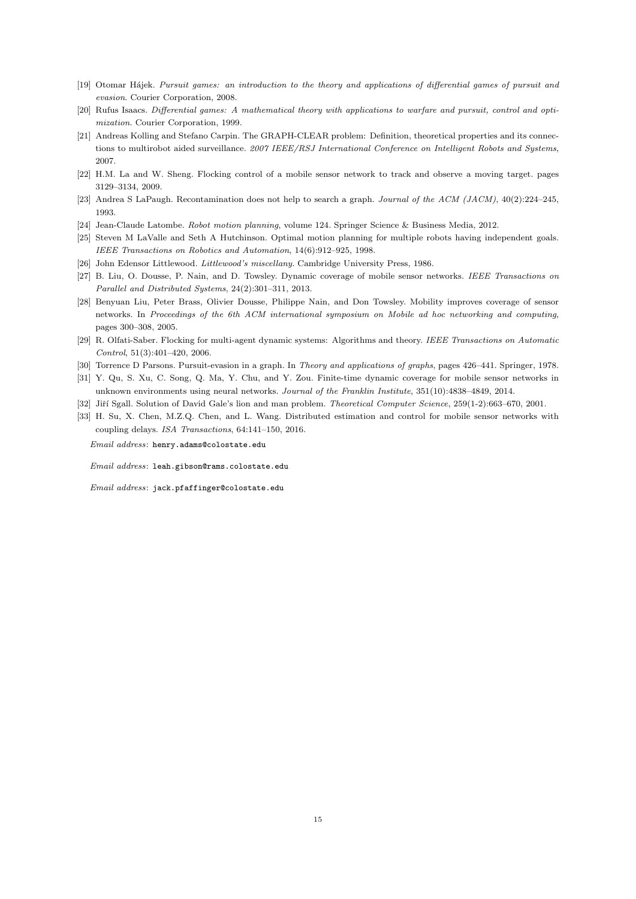[19] Otomar Hájek. *Pursuit games: an introduction to the theory and applications of differential games of pursuit and evasion*. Courier Corporation, 2008.

[20] Rufus Isaacs. *Differential games: A mathematical theory with applications to warfare and pursuit, control and optimization*. Courier Corporation, 1999.

[21] Andreas Kolling and Stefano Carpin. The GRAPH-CLEAR problem: Definition, theoretical properties and its connections to multirobot aided surveillance. *2007 IEEE/RSJ International Conference on Intelligent Robots and Systems*, 2007.

[22] H.M. La and W. Sheng. Flocking control of a mobile sensor network to track and observe a moving target. pages 3129–3134, 2009.

[23] Andrea S LaPaugh. Recontamination does not help to search a graph. *Journal of the ACM (JACM)*, 40(2):224–245, 1993.

[24] Jean-Claude Latombe. *Robot motion planning*, volume 124. Springer Science & Business Media, 2012.

[25] Steven M LaValle and Seth A Hutchinson. Optimal motion planning for multiple robots having independent goals. *IEEE Transactions on Robotics and Automation*, 14(6):912–925, 1998.

[26] John Edensor Littlewood. *Littlewood's miscellany*. Cambridge University Press, 1986.

[27] B. Liu, O. Dousse, P. Nain, and D. Towsley. Dynamic coverage of mobile sensor networks. *IEEE Transactions on Parallel and Distributed Systems*, 24(2):301–311, 2013.

[28] Benyuan Liu, Peter Brass, Olivier Dousse, Philippe Nain, and Don Towsley. Mobility improves coverage of sensor networks. In *Proceedings of the 6th ACM international symposium on Mobile ad hoc networking and computing*, pages 300–308, 2005.

[29] R. Olfati-Saber. Flocking for multi-agent dynamic systems: Algorithms and theory. *IEEE Transactions on Automatic Control*, 51(3):401–420, 2006.

[30] Torrence D Parsons. Pursuit-evasion in a graph. In *Theory and applications of graphs*, pages 426–441. Springer, 1978.

[31] Y. Qu, S. Xu, C. Song, Q. Ma, Y. Chu, and Y. Zou. Finite-time dynamic coverage for mobile sensor networks in unknown environments using neural networks. *Journal of the Franklin Institute*, 351(10):4838–4849, 2014.

[32] Jiří Sgall. Solution of David Gale's lion and man problem. *Theoretical Computer Science*, 259(1-2):663–670, 2001.

[33] H. Su, X. Chen, M.Z.Q. Chen, and L. Wang. Distributed estimation and control for mobile sensor networks with coupling delays. *ISA Transactions*, 64:141–150, 2016.

*Email address*: henry.adams@colostate.edu

*Email address*: leah.gibson@rams.colostate.edu

*Email address*: jack.pfaffinger@colostate.edu